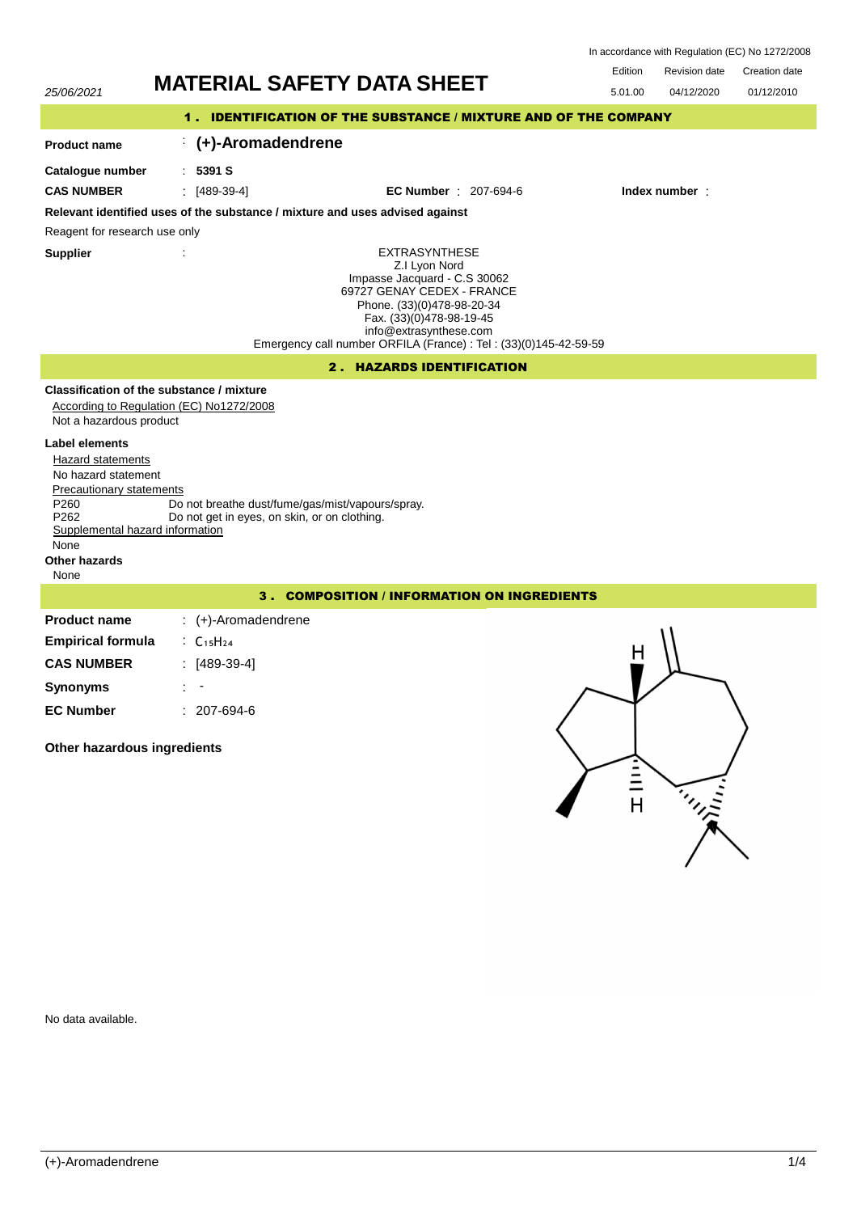In accordance with Regulation (EC) No 1272/2008

25/06/2021

# MATERIAL SAFETY DATA SHEET

| Edition | Revision date | Creation date |
|---|---|---|
| 5.01.00 | 04/12/2020 | 01/12/2010 |

## 1 . IDENTIFICATION OF THE SUBSTANCE / MIXTURE AND OF THE COMPANY

**Product name** : **(+)-Aromadendrene**

**Catalogue number** : **5391 S**

**CAS NUMBER** : [489-39-4] **EC Number** : 207-694-6 **Index number** :

**Relevant identified uses of the substance / mixture and uses advised against**

Reagent for research use only

**Supplier** :

EXTRASYNTHESE
Z.I Lyon Nord
Impasse Jacquard - C.S 30062
69727 GENAY CEDEX - FRANCE
Phone. (33)(0)478-98-20-34
Fax. (33)(0)478-98-19-45
info@extrasynthese.com
Emergency call number ORFILA (France) : Tel : (33)(0)145-42-59-59

## 2 . HAZARDS IDENTIFICATION

**Classification of the substance / mixture**

According to Regulation (EC) No1272/2008

Not a hazardous product

**Label elements**

Hazard statements

No hazard statement

Precautionary statements

P260 Do not breathe dust/fume/gas/mist/vapours/spray.
P262 Do not get in eyes, on skin, or on clothing.

Supplemental hazard information

None

**Other hazards**

None

## 3 . COMPOSITION / INFORMATION ON INGREDIENTS

**Product name** : (+)-Aromadendrene

**Empirical formula** : $C_{15}H_{24}$

**CAS NUMBER** : [489-39-4]

**Synonyms** : -

**EC Number** : 207-694-6

**Other hazardous ingredients**

No data available.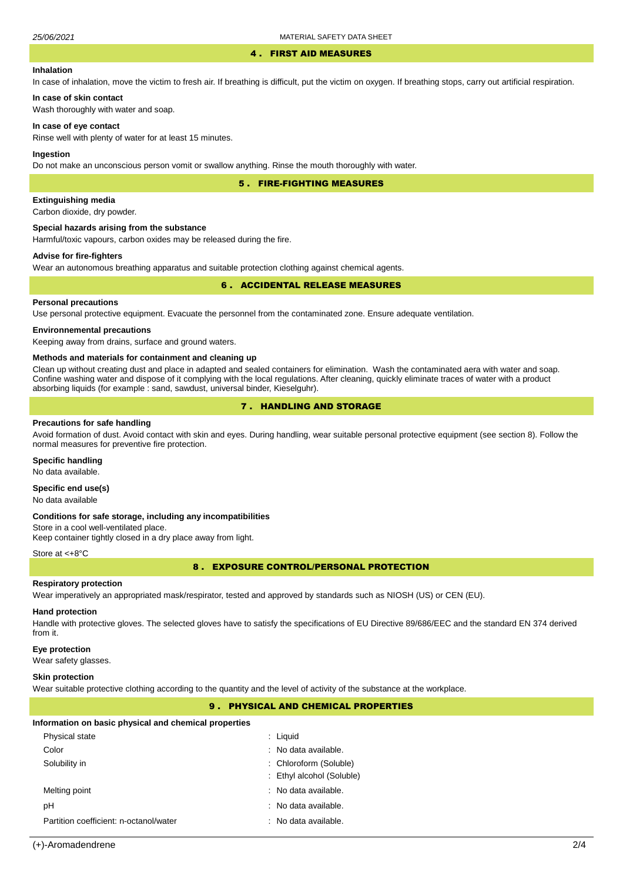## 4 . FIRST AID MEASURES

### Inhalation

In case of inhalation, move the victim to fresh air. If breathing is difficult, put the victim on oxygen. If breathing stops, carry out artificial respiration.

### In case of skin contact

Wash thoroughly with water and soap.

### In case of eye contact

Rinse well with plenty of water for at least 15 minutes.

### Ingestion

Do not make an unconscious person vomit or swallow anything. Rinse the mouth thoroughly with water.

## 5 . FIRE-FIGHTING MEASURES

### Extinguishing media

Carbon dioxide, dry powder.

### Special hazards arising from the substance

Harmful/toxic vapours, carbon oxides may be released during the fire.

### Advise for fire-fighters

Wear an autonomous breathing apparatus and suitable protection clothing against chemical agents.

## 6 . ACCIDENTAL RELEASE MEASURES

### Personal precautions

Use personal protective equipment. Evacuate the personnel from the contaminated zone. Ensure adequate ventilation.

### Environnemental precautions

Keeping away from drains, surface and ground waters.

### Methods and materials for containment and cleaning up

Clean up without creating dust and place in adapted and sealed containers for elimination. Wash the contaminated aera with water and soap. Confine washing water and dispose of it complying with the local regulations. After cleaning, quickly eliminate traces of water with a product absorbing liquids (for example : sand, sawdust, universal binder, Kieselguhr).

## 7 . HANDLING AND STORAGE

### Precautions for safe handling

Avoid formation of dust. Avoid contact with skin and eyes. During handling, wear suitable personal protective equipment (see section 8). Follow the normal measures for preventive fire protection.

### Specific handling

No data available.

### Specific end use(s)

No data available

### Conditions for safe storage, including any incompatibilities

Store in a cool well-ventilated place.
Keep container tightly closed in a dry place away from light.

Store at <+8°C

## 8 . EXPOSURE CONTROL/PERSONAL PROTECTION

### Respiratory protection

Wear imperatively an appropriated mask/respirator, tested and approved by standards such as NIOSH (US) or CEN (EU).

### Hand protection

Handle with protective gloves. The selected gloves have to satisfy the specifications of EU Directive 89/686/EEC and the standard EN 374 derived from it.

### Eye protection

Wear safety glasses.

### Skin protection

Wear suitable protective clothing according to the quantity and the level of activity of the substance at the workplace.

## 9 . PHYSICAL AND CHEMICAL PROPERTIES

### Information on basic physical and chemical properties

| | |
|---|---|
| Physical state | : Liquid |
| Color | : No data available. |
| Solubility in | : Chloroform (Soluble) |
| | : Ethyl alcohol (Soluble) |
| Melting point | : No data available. |
| pH | : No data available. |
| Partition coefficient: n-octanol/water | : No data available. |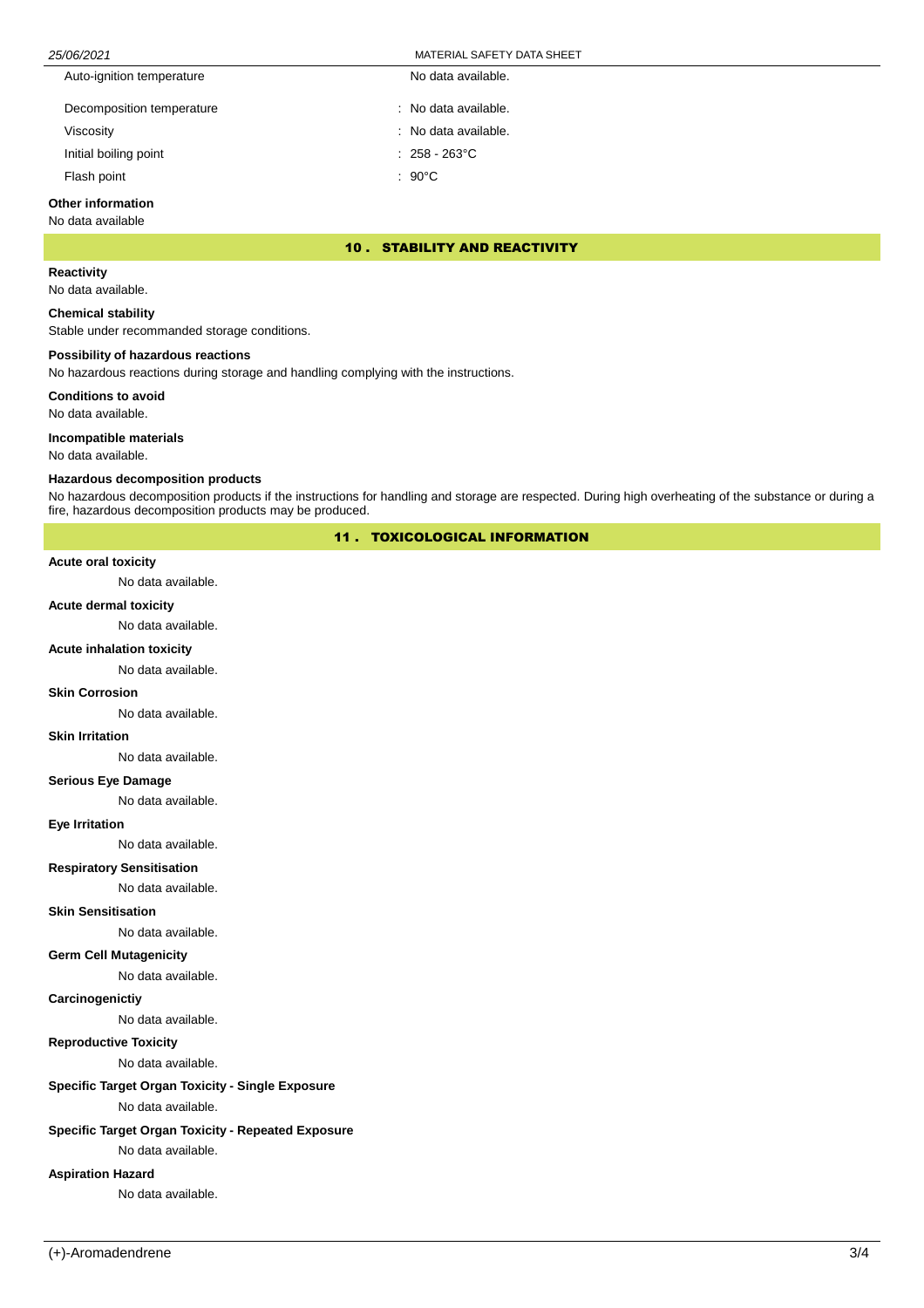| | |
|---|---|
| Auto-ignition temperature | No data available. |
| Decomposition temperature | : No data available. |
| Viscosity | : No data available. |
| Initial boiling point | : 258 - 263°C |
| Flash point | : 90°C |

**Other information**

No data available

## 10 . STABILITY AND REACTIVITY

**Reactivity**

No data available.

**Chemical stability**

Stable under recommanded storage conditions.

**Possibility of hazardous reactions**

No hazardous reactions during storage and handling complying with the instructions.

**Conditions to avoid**

No data available.

**Incompatible materials**

No data available.

**Hazardous decomposition products**

No hazardous decomposition products if the instructions for handling and storage are respected. During high overheating of the substance or during a fire, hazardous decomposition products may be produced.

## 11 . TOXICOLOGICAL INFORMATION

**Acute oral toxicity**

No data available.

**Acute dermal toxicity**

No data available.

**Acute inhalation toxicity**

No data available.

**Skin Corrosion**

No data available.

**Skin Irritation**

No data available.

**Serious Eye Damage**

No data available.

**Eye Irritation**

No data available.

**Respiratory Sensitisation**

No data available.

**Skin Sensitisation**

No data available.

**Germ Cell Mutagenicity**

No data available.

**Carcinogenictiy**

No data available.

**Reproductive Toxicity**

No data available.

**Specific Target Organ Toxicity - Single Exposure**

No data available.

**Specific Target Organ Toxicity - Repeated Exposure**

No data available.

**Aspiration Hazard**

No data available.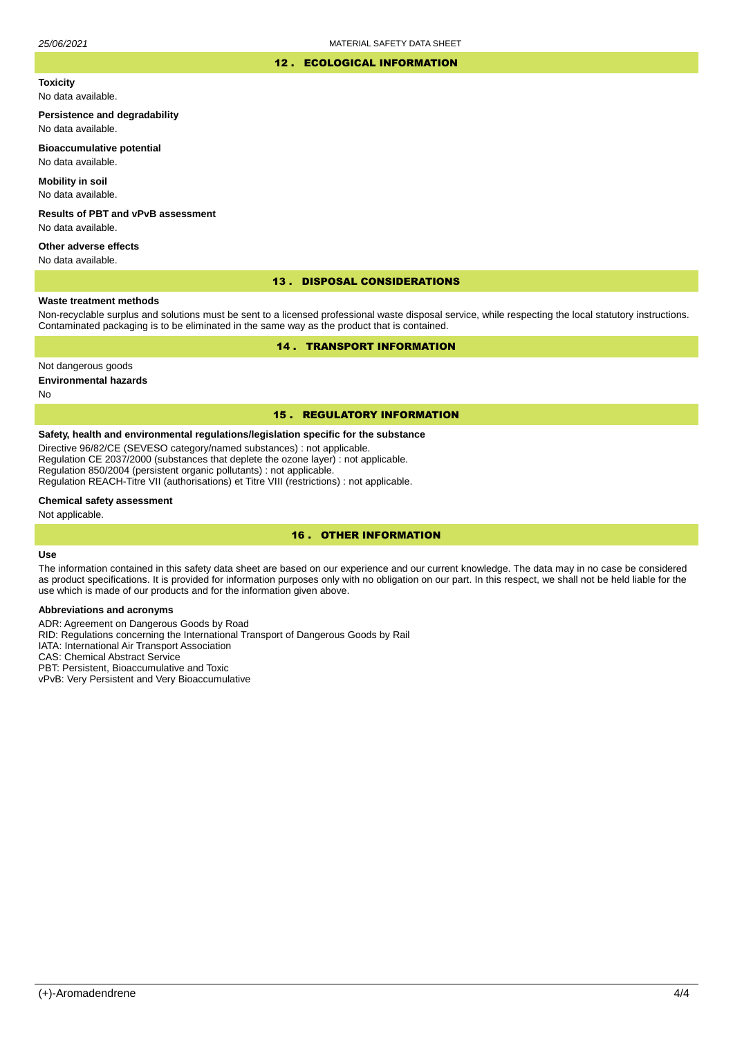## 12 . ECOLOGICAL INFORMATION

**Toxicity**

No data available.

**Persistence and degradability**

No data available.

**Bioaccumulative potential**

No data available.

**Mobility in soil**

No data available.

**Results of PBT and vPvB assessment**

No data available.

**Other adverse effects**

No data available.

## 13 . DISPOSAL CONSIDERATIONS

**Waste treatment methods**

Non-recyclable surplus and solutions must be sent to a licensed professional waste disposal service, while respecting the local statutory instructions. Contaminated packaging is to be eliminated in the same way as the product that is contained.

## 14 . TRANSPORT INFORMATION

Not dangerous goods

**Environmental hazards**

No

## 15 . REGULATORY INFORMATION

**Safety, health and environmental regulations/legislation specific for the substance**

Directive 96/82/CE (SEVESO category/named substances) : not applicable.
Regulation CE 2037/2000 (substances that deplete the ozone layer) : not applicable.
Regulation 850/2004 (persistent organic pollutants) : not applicable.
Regulation REACH-Titre VII (authorisations) et Titre VIII (restrictions) : not applicable.

**Chemical safety assessment**

Not applicable.

## 16 . OTHER INFORMATION

**Use**

The information contained in this safety data sheet are based on our experience and our current knowledge. The data may in no case be considered as product specifications. It is provided for information purposes only with no obligation on our part. In this respect, we shall not be held liable for the use which is made of our products and for the information given above.

**Abbreviations and acronyms**

ADR: Agreement on Dangerous Goods by Road
RID: Regulations concerning the International Transport of Dangerous Goods by Rail
IATA: International Air Transport Association
CAS: Chemical Abstract Service
PBT: Persistent, Bioaccumulative and Toxic
vPvB: Very Persistent and Very Bioaccumulative